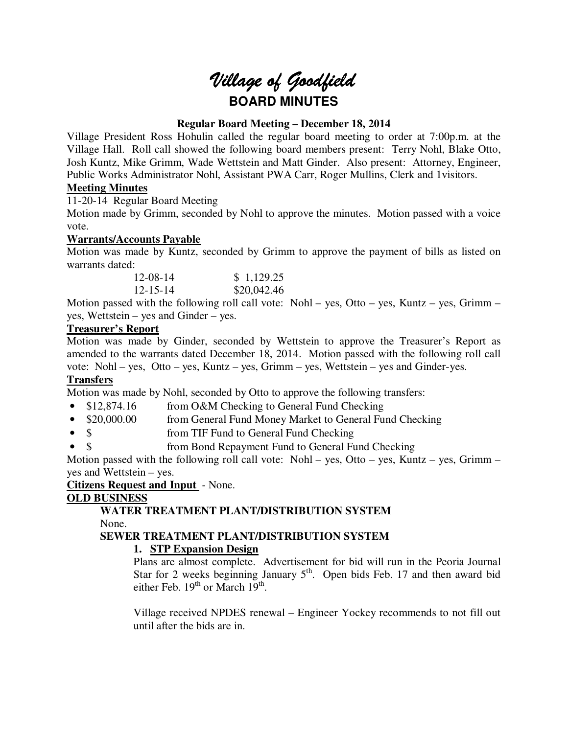# Village of Goodfield

## BOARD MINUTES

**Regular Board Meeting – December 18, 2014**

Village President Ross Hohulin called the regular board meeting to order at 7:00p.m. at the Village Hall. Roll call showed the following board members present: Terry Nohl, Blake Otto, Josh Kuntz, Mike Grimm, Wade Wettstein and Matt Ginder. Also present: Attorney, Engineer, Public Works Administrator Nohl, Assistant PWA Carr, Roger Mullins, Clerk and 1visitors.

**Meeting Minutes**

11-20-14 Regular Board Meeting

Motion made by Grimm, seconded by Nohl to approve the minutes. Motion passed with a voice vote.

**Warrants/Accounts Payable**

Motion was made by Kuntz, seconded by Grimm to approve the payment of bills as listed on warrants dated:

| | |
|---|---|
| 12-08-14 | $ 1,129.25 |
| 12-15-14 | $20,042.46 |

Motion passed with the following roll call vote: Nohl – yes, Otto – yes, Kuntz – yes, Grimm – yes, Wettstein – yes and Ginder – yes.

**Treasurer's Report**

Motion was made by Ginder, seconded by Wettstein to approve the Treasurer's Report as amended to the warrants dated December 18, 2014. Motion passed with the following roll call vote: Nohl – yes, Otto – yes, Kuntz – yes, Grimm – yes, Wettstein – yes and Ginder-yes.

**Transfers**

Motion was made by Nohl, seconded by Otto to approve the following transfers:

- $12,874.16 from O&M Checking to General Fund Checking
- $20,000.00 from General Fund Money Market to General Fund Checking
- $ from TIF Fund to General Fund Checking
- $ from Bond Repayment Fund to General Fund Checking

Motion passed with the following roll call vote: Nohl – yes, Otto – yes, Kuntz – yes, Grimm – yes and Wettstein – yes.

**Citizens Request and Input** - None.

**OLD BUSINESS**

**WATER TREATMENT PLANT/DISTRIBUTION SYSTEM**

None.

**SEWER TREATMENT PLANT/DISTRIBUTION SYSTEM**

1. **STP Expansion Design**

Plans are almost complete. Advertisement for bid will run in the Peoria Journal Star for 2 weeks beginning January 5th. Open bids Feb. 17 and then award bid either Feb. 19th or March 19th.

Village received NPDES renewal – Engineer Yockey recommends to not fill out until after the bids are in.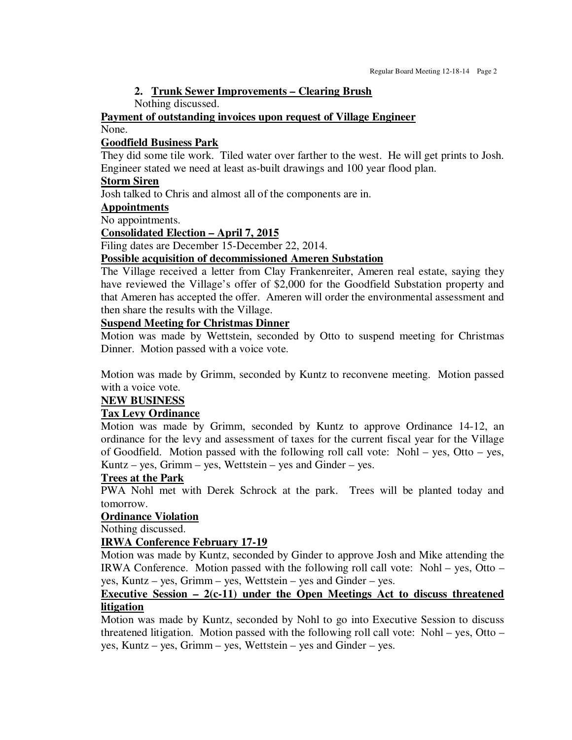2. **Trunk Sewer Improvements – Clearing Brush**

   Nothing discussed.

**Payment of outstanding invoices upon request of Village Engineer**

None.

**Goodfield Business Park**

They did some tile work. Tiled water over farther to the west. He will get prints to Josh. Engineer stated we need at least as-built drawings and 100 year flood plan.

**Storm Siren**

Josh talked to Chris and almost all of the components are in.

**Appointments**

No appointments.

**Consolidated Election – April 7, 2015**

Filing dates are December 15-December 22, 2014.

**Possible acquisition of decommissioned Ameren Substation**

The Village received a letter from Clay Frankenreiter, Ameren real estate, saying they have reviewed the Village's offer of $2,000 for the Goodfield Substation property and that Ameren has accepted the offer. Ameren will order the environmental assessment and then share the results with the Village.

**Suspend Meeting for Christmas Dinner**

Motion was made by Wettstein, seconded by Otto to suspend meeting for Christmas Dinner. Motion passed with a voice vote.

Motion was made by Grimm, seconded by Kuntz to reconvene meeting. Motion passed with a voice vote.

**NEW BUSINESS**

**Tax Levy Ordinance**

Motion was made by Grimm, seconded by Kuntz to approve Ordinance 14-12, an ordinance for the levy and assessment of taxes for the current fiscal year for the Village of Goodfield. Motion passed with the following roll call vote: Nohl – yes, Otto – yes, Kuntz – yes, Grimm – yes, Wettstein – yes and Ginder – yes.

**Trees at the Park**

PWA Nohl met with Derek Schrock at the park. Trees will be planted today and tomorrow.

**Ordinance Violation**

Nothing discussed.

**IRWA Conference February 17-19**

Motion was made by Kuntz, seconded by Ginder to approve Josh and Mike attending the IRWA Conference. Motion passed with the following roll call vote: Nohl – yes, Otto – yes, Kuntz – yes, Grimm – yes, Wettstein – yes and Ginder – yes.

**Executive Session – 2(c-11) under the Open Meetings Act to discuss threatened litigation**

Motion was made by Kuntz, seconded by Nohl to go into Executive Session to discuss threatened litigation. Motion passed with the following roll call vote: Nohl – yes, Otto – yes, Kuntz – yes, Grimm – yes, Wettstein – yes and Ginder – yes.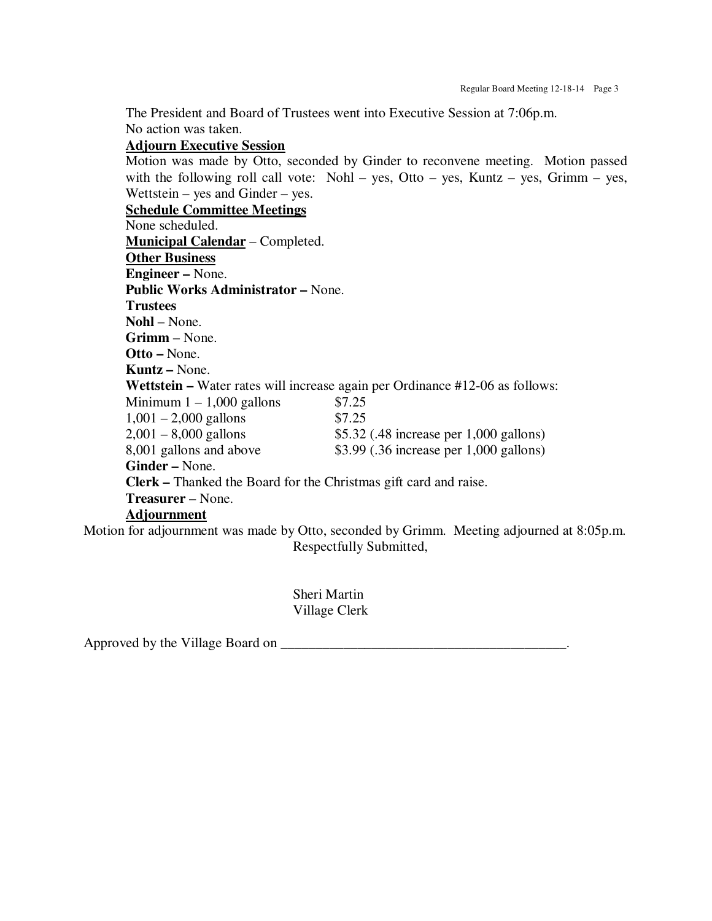The President and Board of Trustees went into Executive Session at 7:06p.m.
No action was taken.

**Adjourn Executive Session**

Motion was made by Otto, seconded by Ginder to reconvene meeting. Motion passed with the following roll call vote: Nohl – yes, Otto – yes, Kuntz – yes, Grimm – yes, Wettstein – yes and Ginder – yes.

**Schedule Committee Meetings**

None scheduled.

**Municipal Calendar** – Completed.

**Other Business**

**Engineer –** None.

**Public Works Administrator –** None.

**Trustees**

**Nohl** – None.

**Grimm** – None.

**Otto –** None.

**Kuntz –** None.

**Wettstein –** Water rates will increase again per Ordinance #12-06 as follows:

| | |
|---|---|
| Minimum 1 – 1,000 gallons | $7.25 |
| 1,001 – 2,000 gallons | $7.25 |
| 2,001 – 8,000 gallons | $5.32 (.48 increase per 1,000 gallons) |
| 8,001 gallons and above | $3.99 (.36 increase per 1,000 gallons) |

**Ginder –** None.

**Clerk –** Thanked the Board for the Christmas gift card and raise.

**Treasurer** – None.

**Adjournment**

Motion for adjournment was made by Otto, seconded by Grimm. Meeting adjourned at 8:05p.m.

Respectfully Submitted,

Sheri Martin
Village Clerk

Approved by the Village Board on \_\_\_\_\_\_\_\_\_\_\_\_\_\_\_\_\_\_\_\_\_\_\_\_\_\_\_\_\_\_\_\_\_\_\_\_\_\_\_\_\_\_.